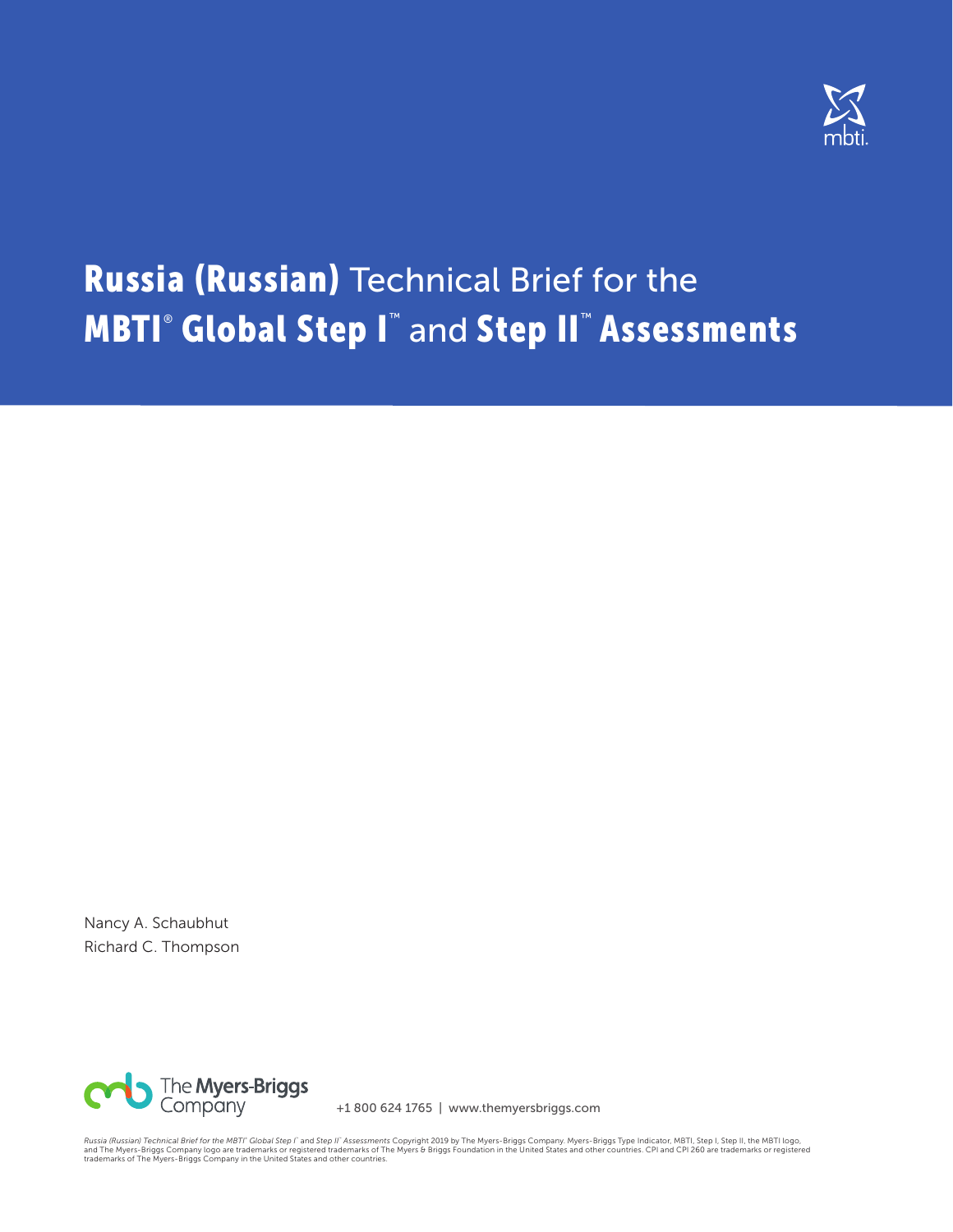# **Russia (Russian)** Technical Brief for the **MBTI® Global Step I™** and **Step II™ Assessments**

Nancy A. Schaubhut
Richard C. Thompson

The Myers-Briggs Company

+1 800 624 1765 | www.themyersbriggs.com

*Russia (Russian) Technical Brief for the MBTI® Global Step I™ and Step II™ Assessments* Copyright 2019 by The Myers-Briggs Company. Myers-Briggs Type Indicator, MBTI, Step I, Step II, the MBTI logo, and The Myers-Briggs Company logo are trademarks or registered trademarks of The Myers & Briggs Foundation in the United States and other countries. CPI and CPI 260 are trademarks or registered trademarks of The Myers-Briggs Company in the United States and other countries.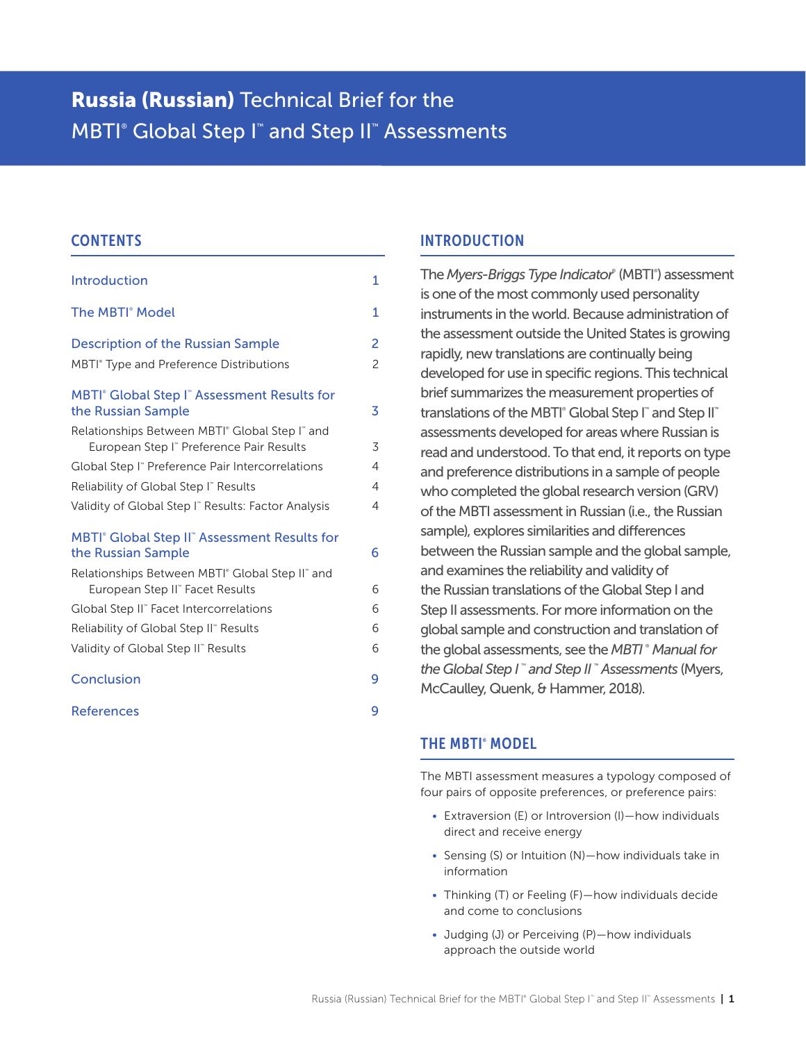# **Russia (Russian)** Technical Brief for the MBTI® Global Step I™ and Step II™ Assessments

## CONTENTS

| | |
|---|---|
| Introduction | 1 |
| The MBTI® Model | 1 |
| Description of the Russian Sample | 2 |
| MBTI® Type and Preference Distributions | 2 |
| MBTI® Global Step I™ Assessment Results for the Russian Sample | 3 |
| Relationships Between MBTI® Global Step I™ and European Step I™ Preference Pair Results | 3 |
| Global Step I™ Preference Pair Intercorrelations | 4 |
| Reliability of Global Step I™ Results | 4 |
| Validity of Global Step I™ Results: Factor Analysis | 4 |
| MBTI® Global Step II™ Assessment Results for the Russian Sample | 6 |
| Relationships Between MBTI® Global Step II™ and European Step II™ Facet Results | 6 |
| Global Step II™ Facet Intercorrelations | 6 |
| Reliability of Global Step II™ Results | 6 |
| Validity of Global Step II™ Results | 6 |
| Conclusion | 9 |
| References | 9 |

## INTRODUCTION

The *Myers-Briggs Type Indicator*® (MBTI®) assessment is one of the most commonly used personality instruments in the world. Because administration of the assessment outside the United States is growing rapidly, new translations are continually being developed for use in specific regions. This technical brief summarizes the measurement properties of translations of the MBTI® Global Step I™ and Step II™ assessments developed for areas where Russian is read and understood. To that end, it reports on type and preference distributions in a sample of people who completed the global research version (GRV) of the MBTI assessment in Russian (i.e., the Russian sample), explores similarities and differences between the Russian sample and the global sample, and examines the reliability and validity of the Russian translations of the Global Step I and Step II assessments. For more information on the global sample and construction and translation of the global assessments, see the *MBTI® Manual for the Global Step I™ and Step II™ Assessments* (Myers, McCaulley, Quenk, & Hammer, 2018).

## THE MBTI® MODEL

The MBTI assessment measures a typology composed of four pairs of opposite preferences, or preference pairs:

- Extraversion (E) or Introversion (I)—how individuals direct and receive energy
- Sensing (S) or Intuition (N)—how individuals take in information
- Thinking (T) or Feeling (F)—how individuals decide and come to conclusions
- Judging (J) or Perceiving (P)—how individuals approach the outside world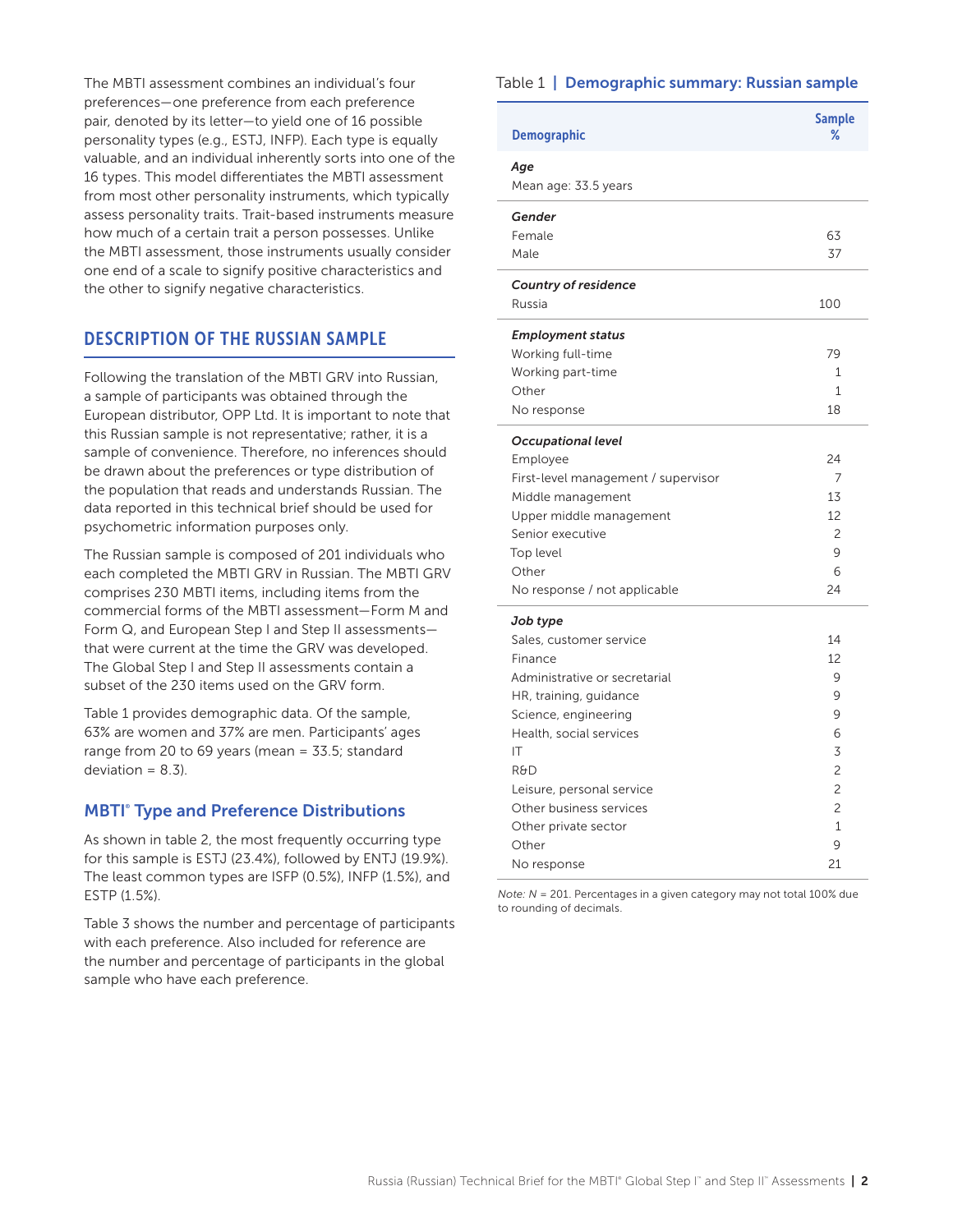The MBTI assessment combines an individual's four preferences—one preference from each preference pair, denoted by its letter—to yield one of 16 possible personality types (e.g., ESTJ, INFP). Each type is equally valuable, and an individual inherently sorts into one of the 16 types. This model differentiates the MBTI assessment from most other personality instruments, which typically assess personality traits. Trait-based instruments measure how much of a certain trait a person possesses. Unlike the MBTI assessment, those instruments usually consider one end of a scale to signify positive characteristics and the other to signify negative characteristics.

## DESCRIPTION OF THE RUSSIAN SAMPLE

Following the translation of the MBTI GRV into Russian, a sample of participants was obtained through the European distributor, OPP Ltd. It is important to note that this Russian sample is not representative; rather, it is a sample of convenience. Therefore, no inferences should be drawn about the preferences or type distribution of the population that reads and understands Russian. The data reported in this technical brief should be used for psychometric information purposes only.

The Russian sample is composed of 201 individuals who each completed the MBTI GRV in Russian. The MBTI GRV comprises 230 MBTI items, including items from the commercial forms of the MBTI assessment—Form M and Form Q, and European Step I and Step II assessments—that were current at the time the GRV was developed. The Global Step I and Step II assessments contain a subset of the 230 items used on the GRV form.

Table 1 provides demographic data. Of the sample, 63% are women and 37% are men. Participants' ages range from 20 to 69 years (mean = 33.5; standard deviation = 8.3).

### MBTI® Type and Preference Distributions

As shown in table 2, the most frequently occurring type for this sample is ESTJ (23.4%), followed by ENTJ (19.9%). The least common types are ISFP (0.5%), INFP (1.5%), and ESTP (1.5%).

Table 3 shows the number and percentage of participants with each preference. Also included for reference are the number and percentage of participants in the global sample who have each preference.

Table 1 | **Demographic summary: Russian sample**

| Demographic | Sample % |
|---|---|
| ***Age*** | |
| Mean age: 33.5 years | |
| ***Gender*** | |
| Female | 63 |
| Male | 37 |
| ***Country of residence*** | |
| Russia | 100 |
| ***Employment status*** | |
| Working full-time | 79 |
| Working part-time | 1 |
| Other | 1 |
| No response | 18 |
| ***Occupational level*** | |
| Employee | 24 |
| First-level management / supervisor | 7 |
| Middle management | 13 |
| Upper middle management | 12 |
| Senior executive | 2 |
| Top level | 9 |
| Other | 6 |
| No response / not applicable | 24 |
| ***Job type*** | |
| Sales, customer service | 14 |
| Finance | 12 |
| Administrative or secretarial | 9 |
| HR, training, guidance | 9 |
| Science, engineering | 9 |
| Health, social services | 6 |
| IT | 3 |
| R&D | 2 |
| Leisure, personal service | 2 |
| Other business services | 2 |
| Other private sector | 1 |
| Other | 9 |
| No response | 21 |

*Note: N* = 201. Percentages in a given category may not total 100% due to rounding of decimals.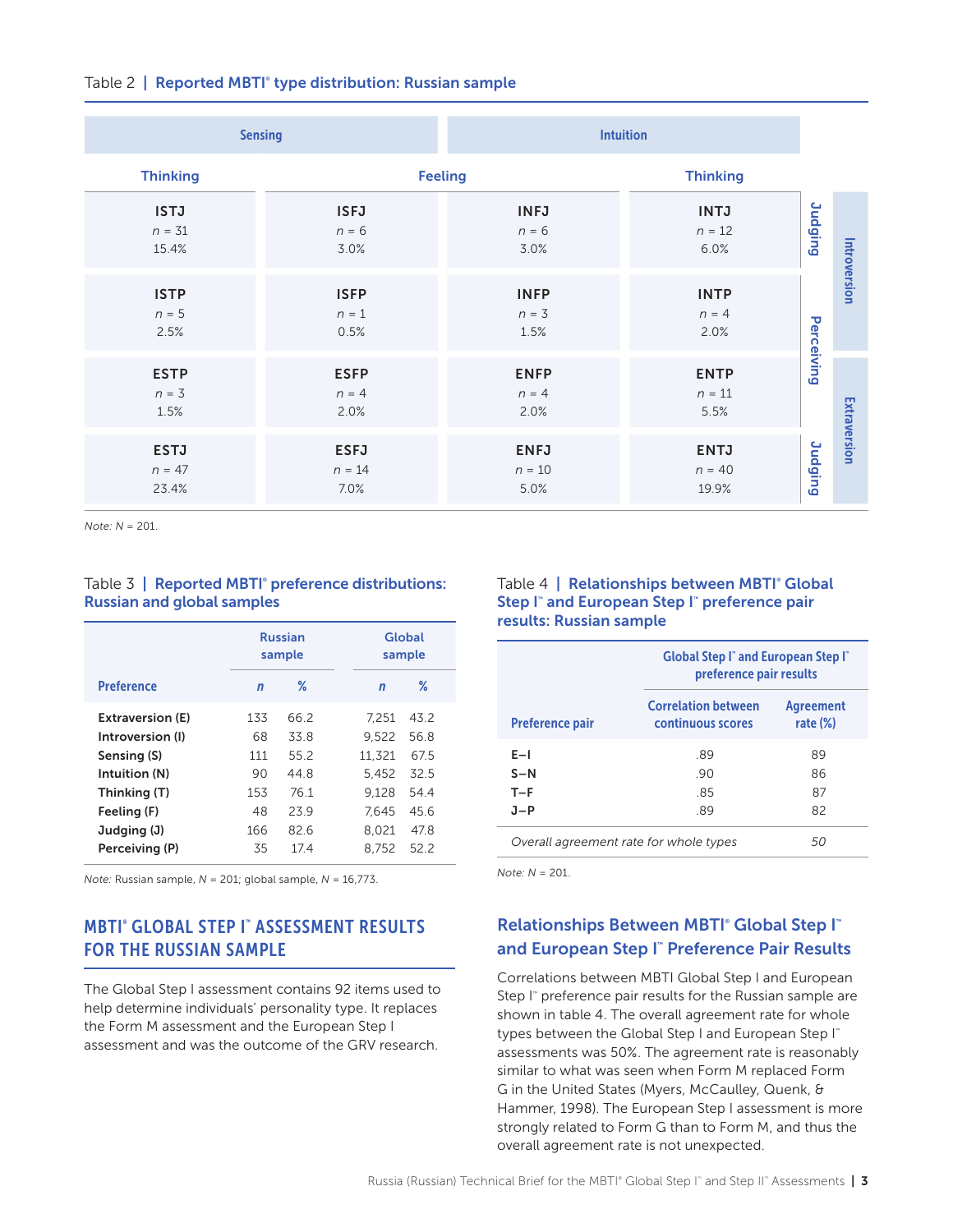Table 2 | **Reported MBTI® type distribution: Russian sample**

| Sensing | | Intuition | | | |
|---|---|---|---|---|---|
| Thinking | Feeling | Feeling | Thinking | | |
| ISTJ<br>$n$ = 31<br>15.4% | ISFJ<br>$n$ = 6<br>3.0% | INFJ<br>$n$ = 6<br>3.0% | INTJ<br>$n$ = 12<br>6.0% | Judging | Introversion |
| ISTP<br>$n$ = 5<br>2.5% | ISFP<br>$n$ = 1<br>0.5% | INFP<br>$n$ = 3<br>1.5% | INTP<br>$n$ = 4<br>2.0% | Perceiving | Introversion |
| ESTP<br>$n$ = 3<br>1.5% | ESFP<br>$n$ = 4<br>2.0% | ENFP<br>$n$ = 4<br>2.0% | ENTP<br>$n$ = 11<br>5.5% | Perceiving | Extraversion |
| ESTJ<br>$n$ = 47<br>23.4% | ESFJ<br>$n$ = 14<br>7.0% | ENFJ<br>$n$ = 10<br>5.0% | ENTJ<br>$n$ = 40<br>19.9% | Judging | Extraversion |

*Note:* $N$ = 201.

Table 3 | **Reported MBTI® preference distributions: Russian and global samples**

| | Russian sample | | Global sample | |
|---|---|---|---|---|
| **Preference** | $n$ | % | $n$ | % |
| **Extraversion (E)** | 133 | 66.2 | 7,251 | 43.2 |
| **Introversion (I)** | 68 | 33.8 | 9,522 | 56.8 |
| **Sensing (S)** | 111 | 55.2 | 11,321 | 67.5 |
| **Intuition (N)** | 90 | 44.8 | 5,452 | 32.5 |
| **Thinking (T)** | 153 | 76.1 | 9,128 | 54.4 |
| **Feeling (F)** | 48 | 23.9 | 7,645 | 45.6 |
| **Judging (J)** | 166 | 82.6 | 8,021 | 47.8 |
| **Perceiving (P)** | 35 | 17.4 | 8,752 | 52.2 |

*Note:* Russian sample, $N$ = 201; global sample, $N$ = 16,773.

## MBTI® GLOBAL STEP I™ ASSESSMENT RESULTS FOR THE RUSSIAN SAMPLE

The Global Step I assessment contains 92 items used to help determine individuals' personality type. It replaces the Form M assessment and the European Step I assessment and was the outcome of the GRV research.

Table 4 | **Relationships between MBTI® Global Step I™ and European Step I™ preference pair results: Russian sample**

| | Global Step I™ and European Step I™ preference pair results | |
|---|---|---|
| **Preference pair** | **Correlation between continuous scores** | **Agreement rate (%)** |
| **E–I** | .89 | 89 |
| **S–N** | .90 | 86 |
| **T–F** | .85 | 87 |
| **J–P** | .89 | 82 |
| *Overall agreement rate for whole types* | | *50* |

*Note:* $N$ = 201.

## Relationships Between MBTI® Global Step I™ and European Step I™ Preference Pair Results

Correlations between MBTI Global Step I and European Step I™ preference pair results for the Russian sample are shown in table 4. The overall agreement rate for whole types between the Global Step I and European Step I™ assessments was 50%. The agreement rate is reasonably similar to what was seen when Form M replaced Form G in the United States (Myers, McCaulley, Quenk, & Hammer, 1998). The European Step I assessment is more strongly related to Form G than to Form M, and thus the overall agreement rate is not unexpected.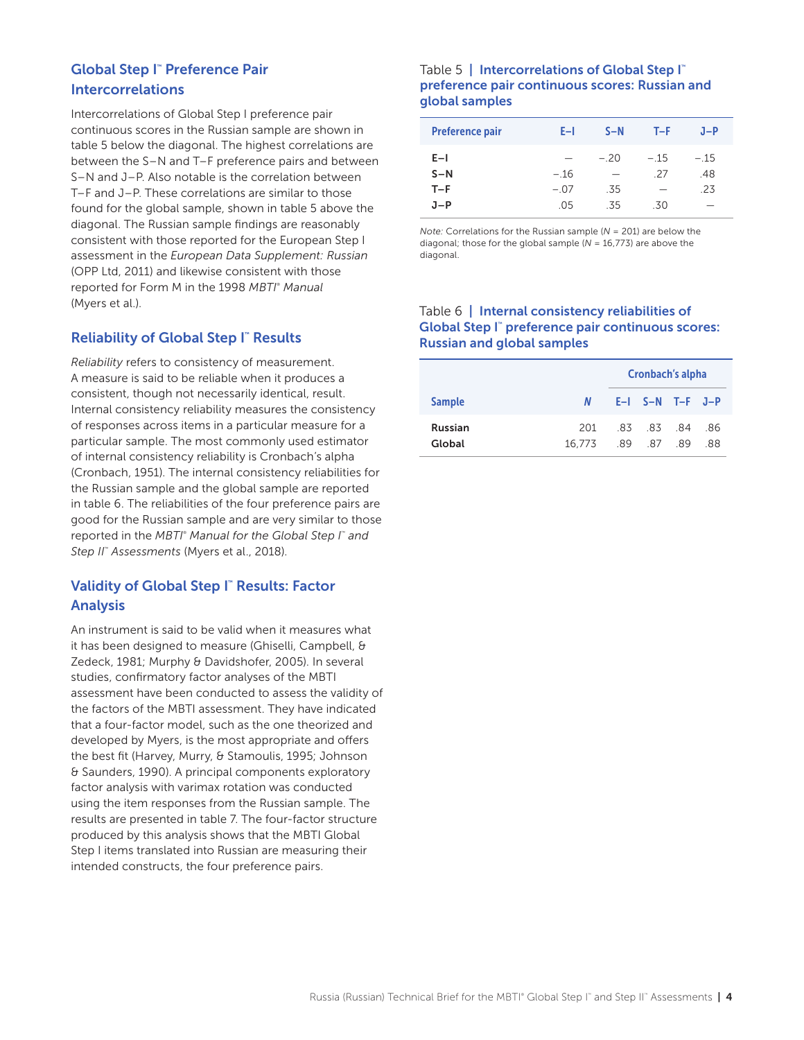## Global Step I™ Preference Pair Intercorrelations

Intercorrelations of Global Step I preference pair continuous scores in the Russian sample are shown in table 5 below the diagonal. The highest correlations are between the S–N and T–F preference pairs and between S–N and J–P. Also notable is the correlation between T–F and J–P. These correlations are similar to those found for the global sample, shown in table 5 above the diagonal. The Russian sample findings are reasonably consistent with those reported for the European Step I assessment in the *European Data Supplement: Russian* (OPP Ltd, 2011) and likewise consistent with those reported for Form M in the 1998 *MBTI® Manual* (Myers et al.).

## Reliability of Global Step I™ Results

*Reliability* refers to consistency of measurement. A measure is said to be reliable when it produces a consistent, though not necessarily identical, result. Internal consistency reliability measures the consistency of responses across items in a particular measure for a particular sample. The most commonly used estimator of internal consistency reliability is Cronbach's alpha (Cronbach, 1951). The internal consistency reliabilities for the Russian sample and the global sample are reported in table 6. The reliabilities of the four preference pairs are good for the Russian sample and are very similar to those reported in the *MBTI® Manual for the Global Step I™ and Step II™ Assessments* (Myers et al., 2018).

## Validity of Global Step I™ Results: Factor Analysis

An instrument is said to be valid when it measures what it has been designed to measure (Ghiselli, Campbell, & Zedeck, 1981; Murphy & Davidshofer, 2005). In several studies, confirmatory factor analyses of the MBTI assessment have been conducted to assess the validity of the factors of the MBTI assessment. They have indicated that a four-factor model, such as the one theorized and developed by Myers, is the most appropriate and offers the best fit (Harvey, Murry, & Stamoulis, 1995; Johnson & Saunders, 1990). A principal components exploratory factor analysis with varimax rotation was conducted using the item responses from the Russian sample. The results are presented in table 7. The four-factor structure produced by this analysis shows that the MBTI Global Step I items translated into Russian are measuring their intended constructs, the four preference pairs.

Table 5 | **Intercorrelations of Global Step I™ preference pair continuous scores: Russian and global samples**

| Preference pair | E–I | S–N | T–F | J–P |
|---|---|---|---|---|
| E–I | — | −.20 | −.15 | −.15 |
| S–N | −.16 | — | .27 | .48 |
| T–F | −.07 | .35 | — | .23 |
| J–P | .05 | .35 | .30 | — |

*Note:* Correlations for the Russian sample (*N* = 201) are below the diagonal; those for the global sample (*N* = 16,773) are above the diagonal.

Table 6 | **Internal consistency reliabilities of Global Step I™ preference pair continuous scores: Russian and global samples**

| | | Cronbach's alpha | | | |
|---|---|---|---|---|---|
| Sample | *N* | E–I | S–N | T–F | J–P |
| Russian | 201 | .83 | .83 | .84 | .86 |
| Global | 16,773 | .89 | .87 | .89 | .88 |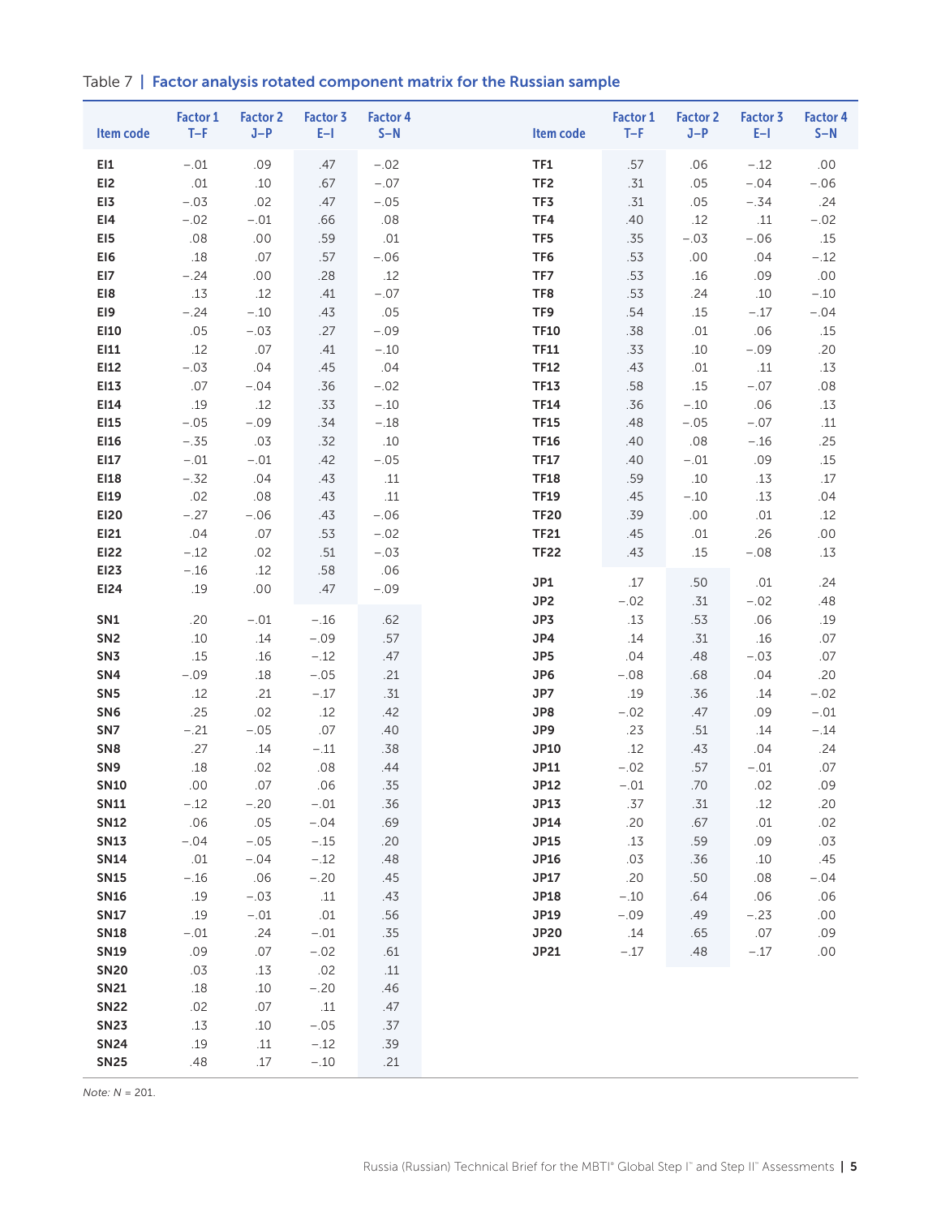Table 7 | **Factor analysis rotated component matrix for the Russian sample**

| Item code | Factor 1 T–F | Factor 2 J–P | Factor 3 E–I | Factor 4 S–N |
|---|---|---|---|---|
| **EI1** | −.01 | .09 | .47 | −.02 |
| **EI2** | .01 | .10 | .67 | −.07 |
| **EI3** | −.03 | .02 | .47 | −.05 |
| **EI4** | −.02 | −.01 | .66 | .08 |
| **EI5** | .08 | .00 | .59 | .01 |
| **EI6** | .18 | .07 | .57 | −.06 |
| **EI7** | −.24 | .00 | .28 | .12 |
| **EI8** | .13 | .12 | .41 | −.07 |
| **EI9** | −.24 | −.10 | .43 | .05 |
| **EI10** | .05 | −.03 | .27 | −.09 |
| **EI11** | .12 | .07 | .41 | −.10 |
| **EI12** | −.03 | .04 | .45 | .04 |
| **EI13** | .07 | −.04 | .36 | −.02 |
| **EI14** | .19 | .12 | .33 | −.10 |
| **EI15** | −.05 | −.09 | .34 | −.18 |
| **EI16** | −.35 | .03 | .32 | .10 |
| **EI17** | −.01 | −.01 | .42 | −.05 |
| **EI18** | −.32 | .04 | .43 | .11 |
| **EI19** | .02 | .08 | .43 | .11 |
| **EI20** | −.27 | −.06 | .43 | −.06 |
| **EI21** | .04 | .07 | .53 | −.02 |
| **EI22** | −.12 | .02 | .51 | −.03 |
| **EI23** | −.16 | .12 | .58 | .06 |
| **EI24** | .19 | .00 | .47 | −.09 |
| **SN1** | .20 | −.01 | −.16 | .62 |
| **SN2** | .10 | .14 | −.09 | .57 |
| **SN3** | .15 | .16 | −.12 | .47 |
| **SN4** | −.09 | .18 | −.05 | .21 |
| **SN5** | .12 | .21 | −.17 | .31 |
| **SN6** | .25 | .02 | .12 | .42 |
| **SN7** | −.21 | −.05 | .07 | .40 |
| **SN8** | .27 | .14 | −.11 | .38 |
| **SN9** | .18 | .02 | .08 | .44 |
| **SN10** | .00 | .07 | .06 | .35 |
| **SN11** | −.12 | −.20 | −.01 | .36 |
| **SN12** | .06 | .05 | −.04 | .69 |
| **SN13** | −.04 | −.05 | −.15 | .20 |
| **SN14** | .01 | −.04 | −.12 | .48 |
| **SN15** | −.16 | .06 | −.20 | .45 |
| **SN16** | .19 | −.03 | .11 | .43 |
| **SN17** | .19 | −.01 | .01 | .56 |
| **SN18** | −.01 | .24 | −.01 | .35 |
| **SN19** | .09 | .07 | −.02 | .61 |
| **SN20** | .03 | .13 | .02 | .11 |
| **SN21** | .18 | .10 | −.20 | .46 |
| **SN22** | .02 | .07 | .11 | .47 |
| **SN23** | .13 | .10 | −.05 | .37 |
| **SN24** | .19 | .11 | −.12 | .39 |
| **SN25** | .48 | .17 | −.10 | .21 |
| **TF1** | .57 | .06 | −.12 | .00 |
| **TF2** | .31 | .05 | −.04 | −.06 |
| **TF3** | .31 | .05 | −.34 | .24 |
| **TF4** | .40 | .12 | .11 | −.02 |
| **TF5** | .35 | −.03 | −.06 | .15 |
| **TF6** | .53 | .00 | .04 | −.12 |
| **TF7** | .53 | .16 | .09 | .00 |
| **TF8** | .53 | .24 | .10 | −.10 |
| **TF9** | .54 | .15 | −.17 | −.04 |
| **TF10** | .38 | .01 | .06 | .15 |
| **TF11** | .33 | .10 | −.09 | .20 |
| **TF12** | .43 | .01 | .11 | .13 |
| **TF13** | .58 | .15 | −.07 | .08 |
| **TF14** | .36 | −.10 | .06 | .13 |
| **TF15** | .48 | −.05 | −.07 | .11 |
| **TF16** | .40 | .08 | −.16 | .25 |
| **TF17** | .40 | −.01 | .09 | .15 |
| **TF18** | .59 | .10 | .13 | .17 |
| **TF19** | .45 | −.10 | .13 | .04 |
| **TF20** | .39 | .00 | .01 | .12 |
| **TF21** | .45 | .01 | .26 | .00 |
| **TF22** | .43 | .15 | −.08 | .13 |
| **JP1** | .17 | .50 | .01 | .24 |
| **JP2** | −.02 | .31 | −.02 | .48 |
| **JP3** | .13 | .53 | .06 | .19 |
| **JP4** | .14 | .31 | .16 | .07 |
| **JP5** | .04 | .48 | −.03 | .07 |
| **JP6** | −.08 | .68 | .04 | .20 |
| **JP7** | .19 | .36 | .14 | −.02 |
| **JP8** | −.02 | .47 | .09 | −.01 |
| **JP9** | .23 | .51 | .14 | −.14 |
| **JP10** | .12 | .43 | .04 | .24 |
| **JP11** | −.02 | .57 | −.01 | .07 |
| **JP12** | −.01 | .70 | .02 | .09 |
| **JP13** | .37 | .31 | .12 | .20 |
| **JP14** | .20 | .67 | .01 | .02 |
| **JP15** | .13 | .59 | .09 | .03 |
| **JP16** | .03 | .36 | .10 | .45 |
| **JP17** | .20 | .50 | .08 | −.04 |
| **JP18** | −.10 | .64 | .06 | .06 |
| **JP19** | −.09 | .49 | −.23 | .00 |
| **JP20** | .14 | .65 | .07 | .09 |
| **JP21** | −.17 | .48 | −.17 | .00 |

*Note: N* = 201.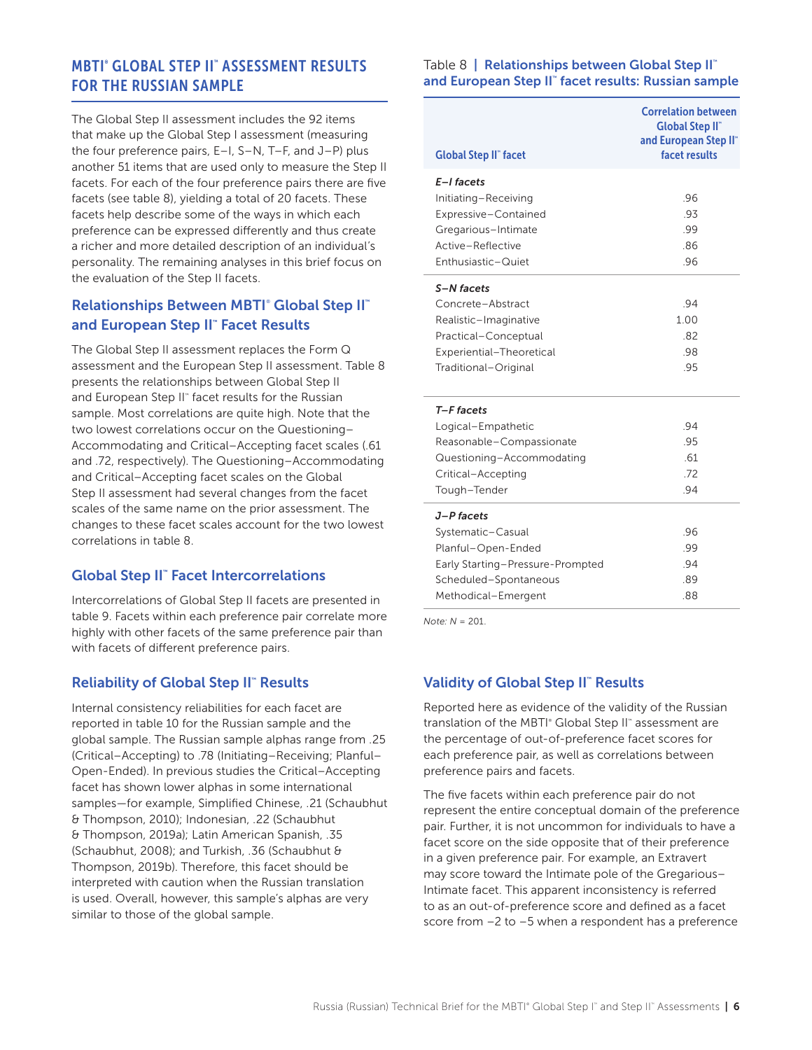## MBTI® GLOBAL STEP II™ ASSESSMENT RESULTS FOR THE RUSSIAN SAMPLE

The Global Step II assessment includes the 92 items that make up the Global Step I assessment (measuring the four preference pairs, E–I, S–N, T–F, and J–P) plus another 51 items that are used only to measure the Step II facets. For each of the four preference pairs there are five facets (see table 8), yielding a total of 20 facets. These facets help describe some of the ways in which each preference can be expressed differently and thus create a richer and more detailed description of an individual's personality. The remaining analyses in this brief focus on the evaluation of the Step II facets.

### Relationships Between MBTI® Global Step II™ and European Step II™ Facet Results

The Global Step II assessment replaces the Form Q assessment and the European Step II assessment. Table 8 presents the relationships between Global Step II and European Step II™ facet results for the Russian sample. Most correlations are quite high. Note that the two lowest correlations occur on the Questioning–Accommodating and Critical–Accepting facet scales (.61 and .72, respectively). The Questioning–Accommodating and Critical–Accepting facet scales on the Global Step II assessment had several changes from the facet scales of the same name on the prior assessment. The changes to these facet scales account for the two lowest correlations in table 8.

### Global Step II™ Facet Intercorrelations

Intercorrelations of Global Step II facets are presented in table 9. Facets within each preference pair correlate more highly with other facets of the same preference pair than with facets of different preference pairs.

### Reliability of Global Step II™ Results

Internal consistency reliabilities for each facet are reported in table 10 for the Russian sample and the global sample. The Russian sample alphas range from .25 (Critical–Accepting) to .78 (Initiating–Receiving; Planful–Open-Ended). In previous studies the Critical–Accepting facet has shown lower alphas in some international samples—for example, Simplified Chinese, .21 (Schaubhut & Thompson, 2010); Indonesian, .22 (Schaubhut & Thompson, 2019a); Latin American Spanish, .35 (Schaubhut, 2008); and Turkish, .36 (Schaubhut & Thompson, 2019b). Therefore, this facet should be interpreted with caution when the Russian translation is used. Overall, however, this sample's alphas are very similar to those of the global sample.

Table 8 | **Relationships between Global Step II™ and European Step II™ facet results: Russian sample**

| Global Step II™ facet | Correlation between Global Step II™ and European Step II™ facet results |
|---|---|
| ***E–I facets*** | |
| Initiating–Receiving | .96 |
| Expressive–Contained | .93 |
| Gregarious–Intimate | .99 |
| Active–Reflective | .86 |
| Enthusiastic–Quiet | .96 |
| ***S–N facets*** | |
| Concrete–Abstract | .94 |
| Realistic–Imaginative | 1.00 |
| Practical–Conceptual | .82 |
| Experiential–Theoretical | .98 |
| Traditional–Original | .95 |
| ***T–F facets*** | |
| Logical–Empathetic | .94 |
| Reasonable–Compassionate | .95 |
| Questioning–Accommodating | .61 |
| Critical–Accepting | .72 |
| Tough–Tender | .94 |
| ***J–P facets*** | |
| Systematic–Casual | .96 |
| Planful–Open-Ended | .99 |
| Early Starting–Pressure-Prompted | .94 |
| Scheduled–Spontaneous | .89 |
| Methodical–Emergent | .88 |

*Note: N* = 201.

### Validity of Global Step II™ Results

Reported here as evidence of the validity of the Russian translation of the MBTI® Global Step II™ assessment are the percentage of out-of-preference facet scores for each preference pair, as well as correlations between preference pairs and facets.

The five facets within each preference pair do not represent the entire conceptual domain of the preference pair. Further, it is not uncommon for individuals to have a facet score on the side opposite that of their preference in a given preference pair. For example, an Extravert may score toward the Intimate pole of the Gregarious–Intimate facet. This apparent inconsistency is referred to as an out-of-preference score and defined as a facet score from −2 to −5 when a respondent has a preference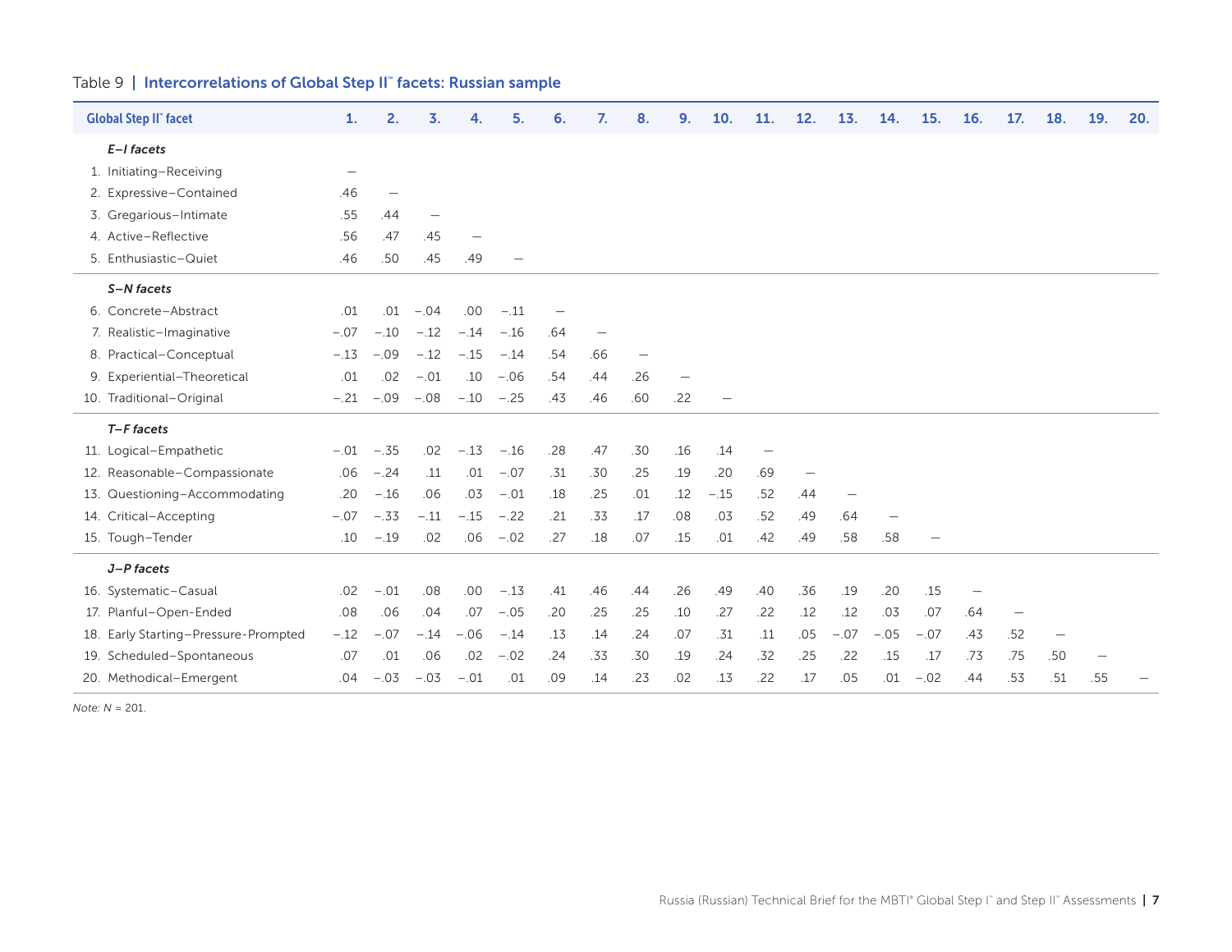Table 9 | **Intercorrelations of Global Step II™ facets: Russian sample**

| Global Step II™ facet | 1. | 2. | 3. | 4. | 5. | 6. | 7. | 8. | 9. | 10. | 11. | 12. | 13. | 14. | 15. | 16. | 17. | 18. | 19. | 20. |
|---|---|---|---|---|---|---|---|---|---|---|---|---|---|---|---|---|---|---|---|---|
| ***E–I facets*** | | | | | | | | | | | | | | | | | | | | |
| 1. Initiating–Receiving | — | | | | | | | | | | | | | | | | | | | |
| 2. Expressive–Contained | .46 | — | | | | | | | | | | | | | | | | | | |
| 3. Gregarious–Intimate | .55 | .44 | — | | | | | | | | | | | | | | | | | |
| 4. Active–Reflective | .56 | .47 | .45 | — | | | | | | | | | | | | | | | | |
| 5. Enthusiastic–Quiet | .46 | .50 | .45 | .49 | — | | | | | | | | | | | | | | | |
| ***S–N facets*** | | | | | | | | | | | | | | | | | | | | |
| 6. Concrete–Abstract | .01 | .01 | −.04 | .00 | −.11 | — | | | | | | | | | | | | | | |
| 7. Realistic–Imaginative | −.07 | −.10 | −.12 | −.14 | −.16 | .64 | — | | | | | | | | | | | | | |
| 8. Practical–Conceptual | −.13 | −.09 | −.12 | −.15 | −.14 | .54 | .66 | — | | | | | | | | | | | | |
| 9. Experiential–Theoretical | .01 | .02 | −.01 | .10 | −.06 | .54 | .44 | .26 | — | | | | | | | | | | | |
| 10. Traditional–Original | −.21 | −.09 | −.08 | −.10 | −.25 | .43 | .46 | .60 | .22 | — | | | | | | | | | | |
| ***T–F facets*** | | | | | | | | | | | | | | | | | | | | |
| 11. Logical–Empathetic | −.01 | −.35 | .02 | −.13 | −.16 | .28 | .47 | .30 | .16 | .14 | — | | | | | | | | | |
| 12. Reasonable–Compassionate | .06 | −.24 | .11 | .01 | −.07 | .31 | .30 | .25 | .19 | .20 | .69 | — | | | | | | | | |
| 13. Questioning–Accommodating | .20 | −.16 | .06 | .03 | −.01 | .18 | .25 | .01 | .12 | −.15 | .52 | .44 | — | | | | | | | |
| 14. Critical–Accepting | −.07 | −.33 | −.11 | −.15 | −.22 | .21 | .33 | .17 | .08 | .03 | .52 | .49 | .64 | — | | | | | | |
| 15. Tough–Tender | .10 | −.19 | .02 | .06 | −.02 | .27 | .18 | .07 | .15 | .01 | .42 | .49 | .58 | .58 | — | | | | | |
| ***J–P facets*** | | | | | | | | | | | | | | | | | | | | |
| 16. Systematic–Casual | .02 | −.01 | .08 | .00 | −.13 | .41 | .46 | .44 | .26 | .49 | .40 | .36 | .19 | .20 | .15 | — | | | | |
| 17. Planful–Open-Ended | .08 | .06 | .04 | .07 | −.05 | .20 | .25 | .25 | .10 | .27 | .22 | .12 | .12 | .03 | .07 | .64 | — | | | |
| 18. Early Starting–Pressure-Prompted | −.12 | −.07 | −.14 | −.06 | −.14 | .13 | .14 | .24 | .07 | .31 | .11 | .05 | −.07 | −.05 | −.07 | .43 | .52 | — | | |
| 19. Scheduled–Spontaneous | .07 | .01 | .06 | .02 | −.02 | .24 | .33 | .30 | .19 | .24 | .32 | .25 | .22 | .15 | .17 | .73 | .75 | .50 | — | |
| 20. Methodical–Emergent | .04 | −.03 | −.03 | −.01 | .01 | .09 | .14 | .23 | .02 | .13 | .22 | .17 | .05 | .01 | −.02 | .44 | .53 | .51 | .55 | — |

*Note: N* = 201.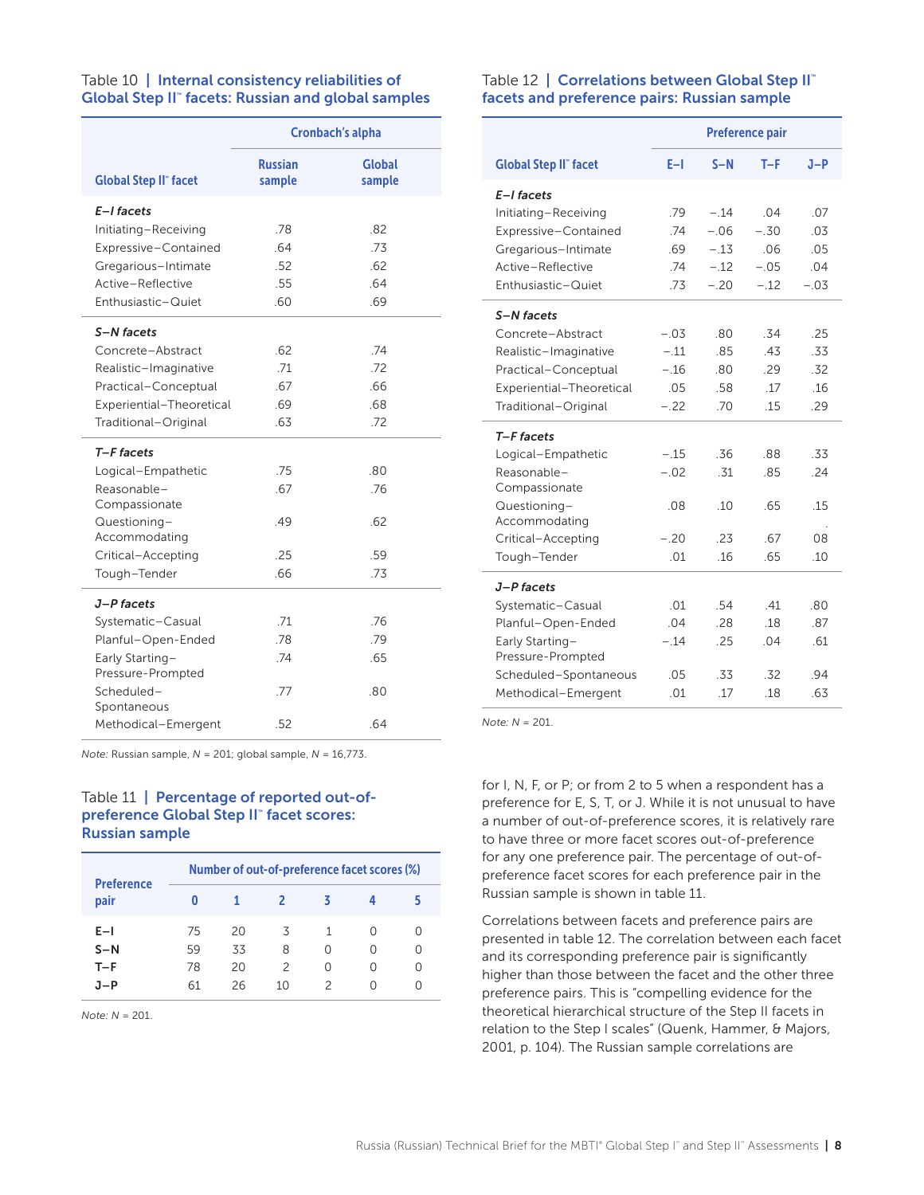Table 10 | **Internal consistency reliabilities of Global Step II™ facets: Russian and global samples**

| Global Step II™ facet | Cronbach's alpha | |
|---|---|---|
| | Russian sample | Global sample |
| ***E–I facets*** | | |
| Initiating–Receiving | .78 | .82 |
| Expressive–Contained | .64 | .73 |
| Gregarious–Intimate | .52 | .62 |
| Active–Reflective | .55 | .64 |
| Enthusiastic–Quiet | .60 | .69 |
| ***S–N facets*** | | |
| Concrete–Abstract | .62 | .74 |
| Realistic–Imaginative | .71 | .72 |
| Practical–Conceptual | .67 | .66 |
| Experiential–Theoretical | .69 | .68 |
| Traditional–Original | .63 | .72 |
| ***T–F facets*** | | |
| Logical–Empathetic | .75 | .80 |
| Reasonable–Compassionate | .67 | .76 |
| Questioning–Accommodating | .49 | .62 |
| Critical–Accepting | .25 | .59 |
| Tough–Tender | .66 | .73 |
| ***J–P facets*** | | |
| Systematic–Casual | .71 | .76 |
| Planful–Open-Ended | .78 | .79 |
| Early Starting–Pressure-Prompted | .74 | .65 |
| Scheduled–Spontaneous | .77 | .80 |
| Methodical–Emergent | .52 | .64 |

*Note:* Russian sample, *N* = 201; global sample, *N* = 16,773.

Table 11 | **Percentage of reported out-of-preference Global Step II™ facet scores: Russian sample**

| Preference pair | Number of out-of-preference facet scores (%) | | | | | |
|---|---|---|---|---|---|---|
| | 0 | 1 | 2 | 3 | 4 | 5 |
| E–I | 75 | 20 | 3 | 1 | 0 | 0 |
| S–N | 59 | 33 | 8 | 0 | 0 | 0 |
| T–F | 78 | 20 | 2 | 0 | 0 | 0 |
| J–P | 61 | 26 | 10 | 2 | 0 | 0 |

*Note:* *N* = 201.

Table 12 | **Correlations between Global Step II™ facets and preference pairs: Russian sample**

| Global Step II™ facet | Preference pair | | | |
|---|---|---|---|---|
| | E–I | S–N | T–F | J–P |
| ***E–I facets*** | | | | |
| Initiating–Receiving | .79 | −.14 | .04 | .07 |
| Expressive–Contained | .74 | −.06 | −.30 | .03 |
| Gregarious–Intimate | .69 | −.13 | .06 | .05 |
| Active–Reflective | .74 | −.12 | −.05 | .04 |
| Enthusiastic–Quiet | .73 | −.20 | −.12 | −.03 |
| ***S–N facets*** | | | | |
| Concrete–Abstract | −.03 | .80 | .34 | .25 |
| Realistic–Imaginative | −.11 | .85 | .43 | .33 |
| Practical–Conceptual | −.16 | .80 | .29 | .32 |
| Experiential–Theoretical | .05 | .58 | .17 | .16 |
| Traditional–Original | −.22 | .70 | .15 | .29 |
| ***T–F facets*** | | | | |
| Logical–Empathetic | −.15 | .36 | .88 | .33 |
| Reasonable–Compassionate | −.02 | .31 | .85 | .24 |
| Questioning–Accommodating | .08 | .10 | .65 | .15 |
| Critical–Accepting | −.20 | .23 | .67 | .08 |
| Tough–Tender | .01 | .16 | .65 | .10 |
| ***J–P facets*** | | | | |
| Systematic–Casual | .01 | .54 | .41 | .80 |
| Planful–Open-Ended | .04 | .28 | .18 | .87 |
| Early Starting–Pressure-Prompted | −.14 | .25 | .04 | .61 |
| Scheduled–Spontaneous | .05 | .33 | .32 | .94 |
| Methodical–Emergent | .01 | .17 | .18 | .63 |

*Note:* *N* = 201.

for I, N, F, or P; or from 2 to 5 when a respondent has a preference for E, S, T, or J. While it is not unusual to have a number of out-of-preference scores, it is relatively rare to have three or more facet scores out-of-preference for any one preference pair. The percentage of out-of-preference facet scores for each preference pair in the Russian sample is shown in table 11.

Correlations between facets and preference pairs are presented in table 12. The correlation between each facet and its corresponding preference pair is significantly higher than those between the facet and the other three preference pairs. This is "compelling evidence for the theoretical hierarchical structure of the Step II facets in relation to the Step I scales" (Quenk, Hammer, & Majors, 2001, p. 104). The Russian sample correlations are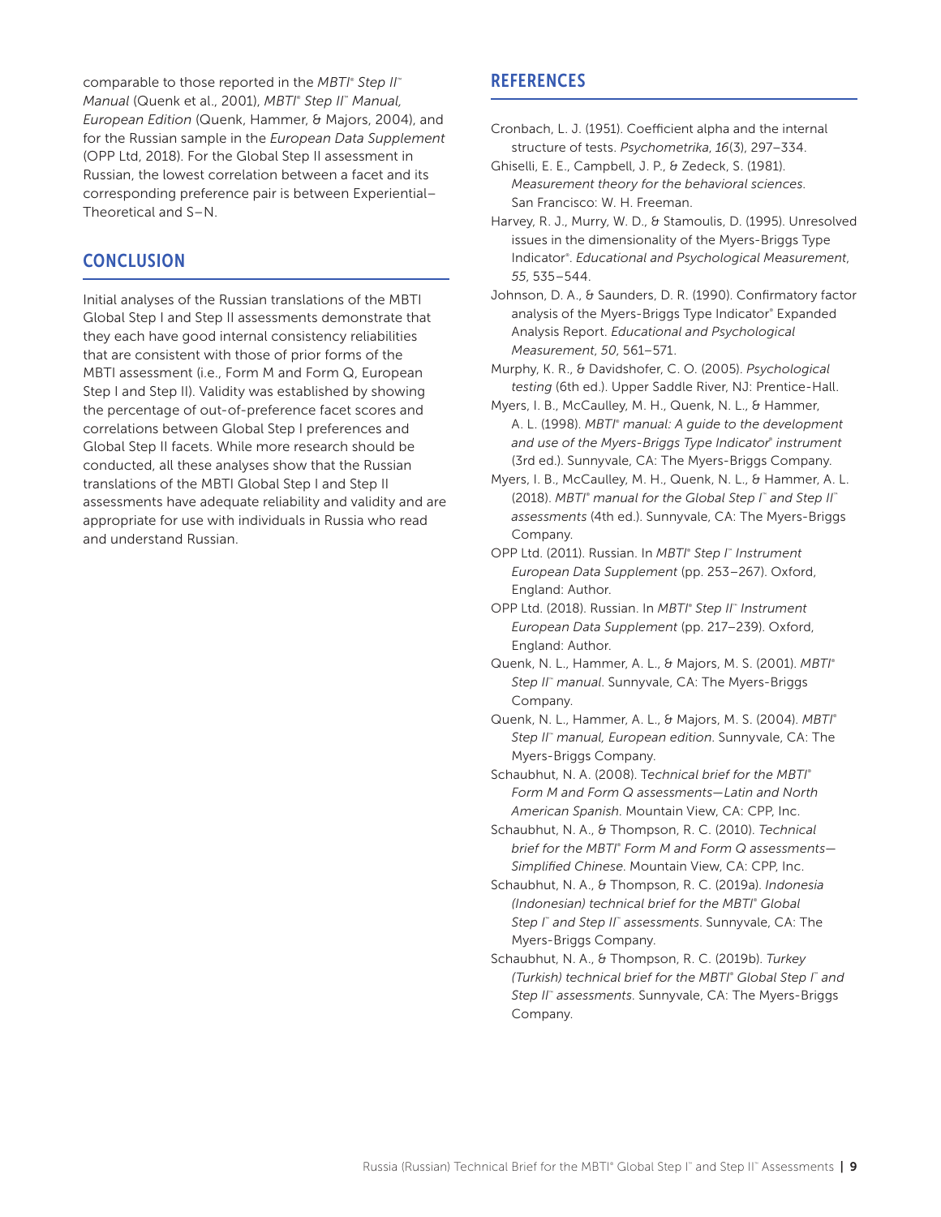comparable to those reported in the *MBTI® Step II™ Manual* (Quenk et al., 2001), *MBTI® Step II™ Manual, European Edition* (Quenk, Hammer, & Majors, 2004), and for the Russian sample in the *European Data Supplement* (OPP Ltd, 2018). For the Global Step II assessment in Russian, the lowest correlation between a facet and its corresponding preference pair is between Experiential–Theoretical and S–N.

## CONCLUSION

Initial analyses of the Russian translations of the MBTI Global Step I and Step II assessments demonstrate that they each have good internal consistency reliabilities that are consistent with those of prior forms of the MBTI assessment (i.e., Form M and Form Q, European Step I and Step II). Validity was established by showing the percentage of out-of-preference facet scores and correlations between Global Step I preferences and Global Step II facets. While more research should be conducted, all these analyses show that the Russian translations of the MBTI Global Step I and Step II assessments have adequate reliability and validity and are appropriate for use with individuals in Russia who read and understand Russian.

## REFERENCES

Cronbach, L. J. (1951). Coefficient alpha and the internal structure of tests. *Psychometrika*, *16*(3), 297–334.

Ghiselli, E. E., Campbell, J. P., & Zedeck, S. (1981). *Measurement theory for the behavioral sciences*. San Francisco: W. H. Freeman.

Harvey, R. J., Murry, W. D., & Stamoulis, D. (1995). Unresolved issues in the dimensionality of the Myers-Briggs Type Indicator®. *Educational and Psychological Measurement*, *55*, 535–544.

Johnson, D. A., & Saunders, D. R. (1990). Confirmatory factor analysis of the Myers-Briggs Type Indicator® Expanded Analysis Report. *Educational and Psychological Measurement*, *50*, 561–571.

Murphy, K. R., & Davidshofer, C. O. (2005). *Psychological testing* (6th ed.). Upper Saddle River, NJ: Prentice-Hall.

Myers, I. B., McCaulley, M. H., Quenk, N. L., & Hammer, A. L. (1998). *MBTI® manual: A guide to the development and use of the Myers-Briggs Type Indicator® instrument* (3rd ed.). Sunnyvale, CA: The Myers-Briggs Company.

Myers, I. B., McCaulley, M. H., Quenk, N. L., & Hammer, A. L. (2018). *MBTI® manual for the Global Step I™ and Step II™ assessments* (4th ed.). Sunnyvale, CA: The Myers-Briggs Company.

OPP Ltd. (2011). Russian. In *MBTI® Step I™ Instrument European Data Supplement* (pp. 253–267). Oxford, England: Author.

OPP Ltd. (2018). Russian. In *MBTI® Step II™ Instrument European Data Supplement* (pp. 217–239). Oxford, England: Author.

Quenk, N. L., Hammer, A. L., & Majors, M. S. (2001). *MBTI® Step II™ manual*. Sunnyvale, CA: The Myers-Briggs Company.

Quenk, N. L., Hammer, A. L., & Majors, M. S. (2004). *MBTI® Step II™ manual, European edition*. Sunnyvale, CA: The Myers-Briggs Company.

Schaubhut, N. A. (2008). T*echnical brief for the MBTI® Form M and Form Q assessments—Latin and North American Spanish*. Mountain View, CA: CPP, Inc.

Schaubhut, N. A., & Thompson, R. C. (2010). *Technical brief for the MBTI® Form M and Form Q assessments—Simplified Chinese*. Mountain View, CA: CPP, Inc.

Schaubhut, N. A., & Thompson, R. C. (2019a). *Indonesia (Indonesian) technical brief for the MBTI® Global Step I™ and Step II™ assessments*. Sunnyvale, CA: The Myers-Briggs Company.

Schaubhut, N. A., & Thompson, R. C. (2019b). *Turkey (Turkish) technical brief for the MBTI® Global Step I™ and Step II™ assessments*. Sunnyvale, CA: The Myers-Briggs Company.